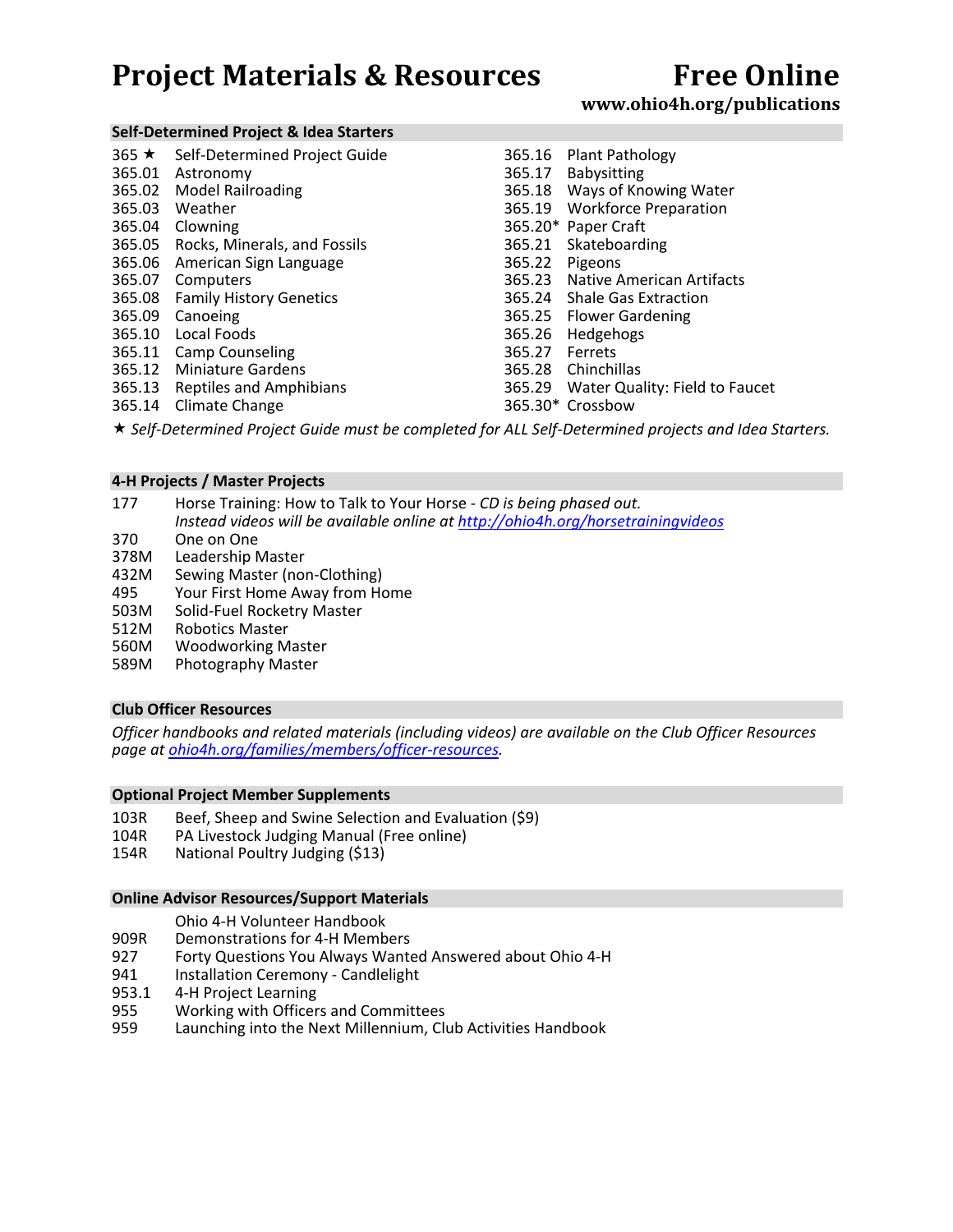# Project Materials & Resources

## Free Online

**www.ohio4h.org/publications**

### Self-Determined Project & Idea Starters

- 365 ★ Self-Determined Project Guide
- 365.01 Astronomy
- 365.02 Model Railroading
- 365.03 Weather
- 365.04 Clowning
- 365.05 Rocks, Minerals, and Fossils
- 365.06 American Sign Language
- 365.07 Computers
- 365.08 Family History Genetics
- 365.09 Canoeing
- 365.10 Local Foods
- 365.11 Camp Counseling
- 365.12 Miniature Gardens
- 365.13 Reptiles and Amphibians
- 365.14 Climate Change
- 365.16 Plant Pathology
- 365.17 Babysitting
- 365.18 Ways of Knowing Water
- 365.19 Workforce Preparation
- 365.20* Paper Craft
- 365.21 Skateboarding
- 365.22 Pigeons
- 365.23 Native American Artifacts
- 365.24 Shale Gas Extraction
- 365.25 Flower Gardening
- 365.26 Hedgehogs
- 365.27 Ferrets
- 365.28 Chinchillas
- 365.29 Water Quality: Field to Faucet
- 365.30* Crossbow

★ *Self-Determined Project Guide must be completed for ALL Self-Determined projects and Idea Starters.*

### 4-H Projects / Master Projects

- 177 Horse Training: How to Talk to Your Horse - *CD is being phased out. Instead videos will be available online at http://ohio4h.org/horsetrainingvideos*
- 370 One on One
- 378M Leadership Master
- 432M Sewing Master (non-Clothing)
- 495 Your First Home Away from Home
- 503M Solid-Fuel Rocketry Master
- 512M Robotics Master
- 560M Woodworking Master
- 589M Photography Master

### Club Officer Resources

*Officer handbooks and related materials (including videos) are available on the Club Officer Resources page at ohio4h.org/families/members/officer-resources.*

### Optional Project Member Supplements

- 103R Beef, Sheep and Swine Selection and Evaluation ($9)
- 104R PA Livestock Judging Manual (Free online)
- 154R National Poultry Judging ($13)

### Online Advisor Resources/Support Materials

- Ohio 4-H Volunteer Handbook
- 909R Demonstrations for 4-H Members
- 927 Forty Questions You Always Wanted Answered about Ohio 4-H
- 941 Installation Ceremony - Candlelight
- 953.1 4-H Project Learning
- 955 Working with Officers and Committees
- 959 Launching into the Next Millennium, Club Activities Handbook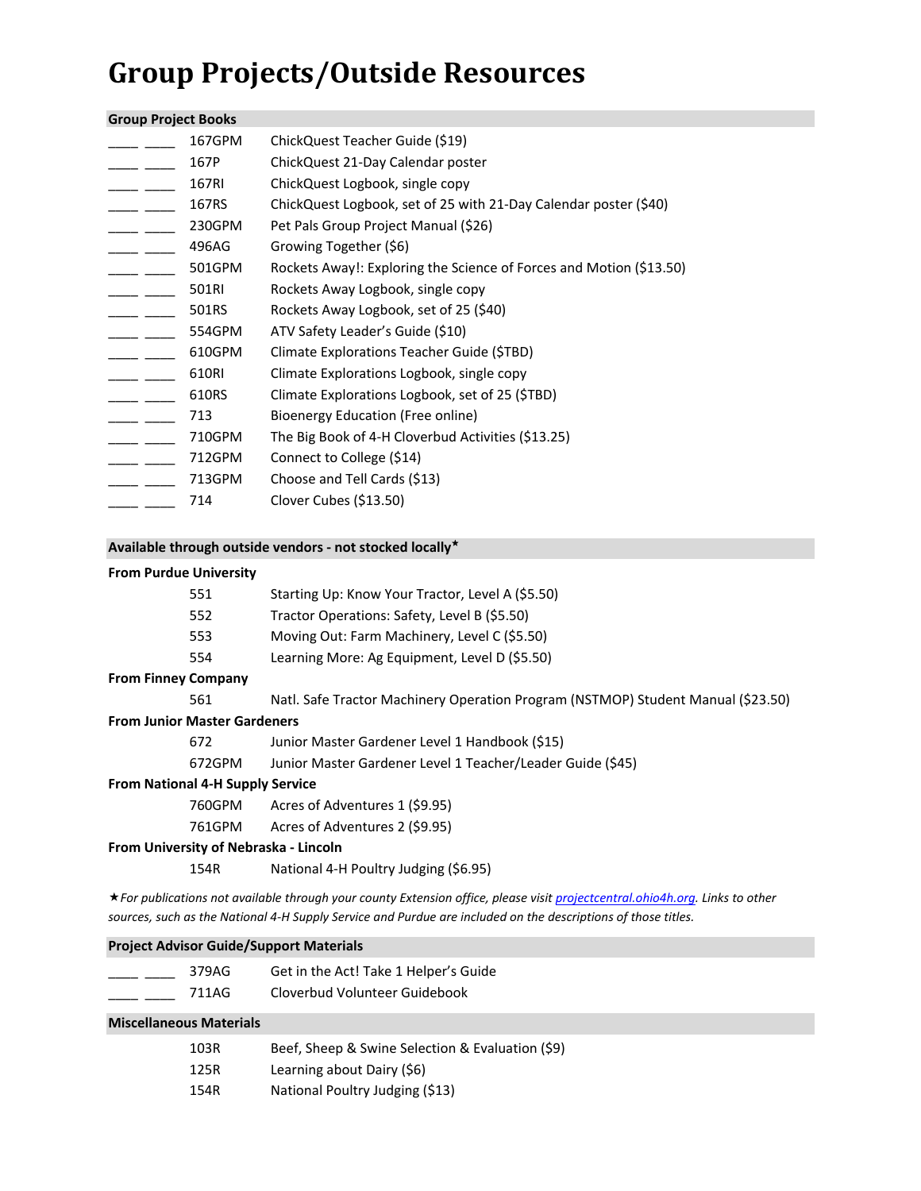# Group Projects/Outside Resources

| Group Project Books | | | |
|---|---|---|---|
| ____ | ____ | 167GPM | ChickQuest Teacher Guide ($19) |
| ____ | ____ | 167P | ChickQuest 21-Day Calendar poster |
| ____ | ____ | 167RI | ChickQuest Logbook, single copy |
| ____ | ____ | 167RS | ChickQuest Logbook, set of 25 with 21-Day Calendar poster ($40) |
| ____ | ____ | 230GPM | Pet Pals Group Project Manual ($26) |
| ____ | ____ | 496AG | Growing Together ($6) |
| ____ | ____ | 501GPM | Rockets Away!: Exploring the Science of Forces and Motion ($13.50) |
| ____ | ____ | 501RI | Rockets Away Logbook, single copy |
| ____ | ____ | 501RS | Rockets Away Logbook, set of 25 ($40) |
| ____ | ____ | 554GPM | ATV Safety Leader's Guide ($10) |
| ____ | ____ | 610GPM | Climate Explorations Teacher Guide ($TBD) |
| ____ | ____ | 610RI | Climate Explorations Logbook, single copy |
| ____ | ____ | 610RS | Climate Explorations Logbook, set of 25 ($TBD) |
| ____ | ____ | 713 | Bioenergy Education (Free online) |
| ____ | ____ | 710GPM | The Big Book of 4-H Cloverbud Activities ($13.25) |
| ____ | ____ | 712GPM | Connect to College ($14) |
| ____ | ____ | 713GPM | Choose and Tell Cards ($13) |
| ____ | ____ | 714 | Clover Cubes ($13.50) |

**Available through outside vendors - not stocked locally★**

**From Purdue University**

| | |
|---|---|
| 551 | Starting Up: Know Your Tractor, Level A ($5.50) |
| 552 | Tractor Operations: Safety, Level B ($5.50) |
| 553 | Moving Out: Farm Machinery, Level C ($5.50) |
| 554 | Learning More: Ag Equipment, Level D ($5.50) |

**From Finney Company**

| | |
|---|---|
| 561 | Natl. Safe Tractor Machinery Operation Program (NSTMOP) Student Manual ($23.50) |

**From Junior Master Gardeners**

| | |
|---|---|
| 672 | Junior Master Gardener Level 1 Handbook ($15) |
| 672GPM | Junior Master Gardener Level 1 Teacher/Leader Guide ($45) |

**From National 4-H Supply Service**

| | |
|---|---|
| 760GPM | Acres of Adventures 1 ($9.95) |
| 761GPM | Acres of Adventures 2 ($9.95) |

**From University of Nebraska - Lincoln**

| | |
|---|---|
| 154R | National 4-H Poultry Judging ($6.95) |

★*For publications not available through your county Extension office, please visit projectcentral.ohio4h.org. Links to other sources, such as the National 4-H Supply Service and Purdue are included on the descriptions of those titles.*

| Project Advisor Guide/Support Materials | | | |
|---|---|---|---|
| ____ | ____ | 379AG | Get in the Act! Take 1 Helper's Guide |
| ____ | ____ | 711AG | Cloverbud Volunteer Guidebook |

**Miscellaneous Materials**

| | |
|---|---|
| 103R | Beef, Sheep & Swine Selection & Evaluation ($9) |
| 125R | Learning about Dairy ($6) |
| 154R | National Poultry Judging ($13) |